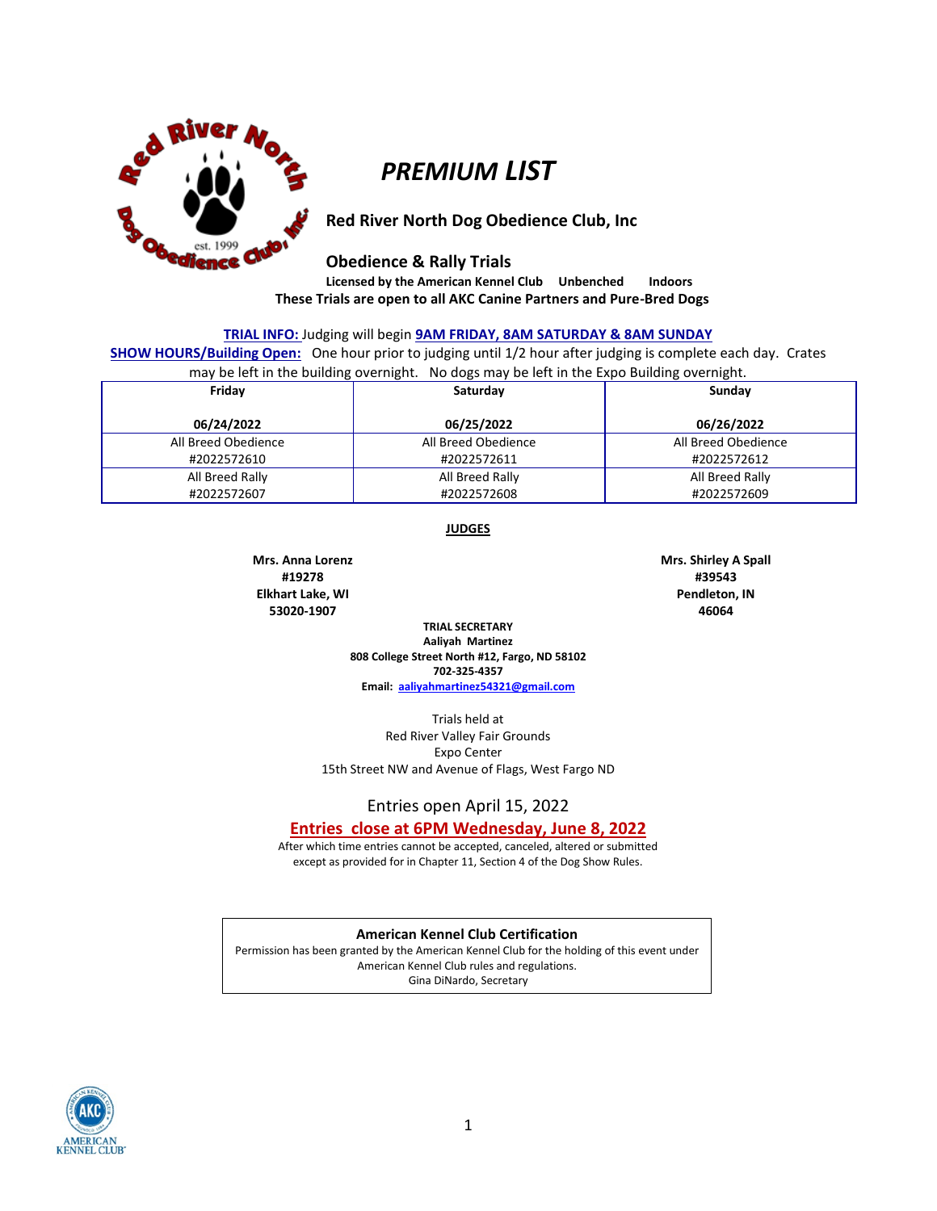# PREMIUM LIST

**Red River North Dog Obedience Club, Inc**

**Obedience & Rally Trials**

**Licensed by the American Kennel Club Unbenched Indoors**

**These Trials are open to all AKC Canine Partners and Pure-Bred Dogs**

**TRIAL INFO:** Judging will begin **9AM FRIDAY, 8AM SATURDAY & 8AM SUNDAY**

**SHOW HOURS/Building Open:** One hour prior to judging until 1/2 hour after judging is complete each day. Crates may be left in the building overnight. No dogs may be left in the Expo Building overnight.

| Friday<br>06/24/2022 | Saturday<br>06/25/2022 | Sunday<br>06/26/2022 |
|---|---|---|
| All Breed Obedience<br>#2022572610 | All Breed Obedience<br>#2022572611 | All Breed Obedience<br>#2022572612 |
| All Breed Rally<br>#2022572607 | All Breed Rally<br>#2022572608 | All Breed Rally<br>#2022572609 |

## JUDGES

**Mrs. Anna Lorenz**
**#19278**
**Elkhart Lake, WI**
**53020-1907**

**Mrs. Shirley A Spall**
**#39543**
**Pendleton, IN**
**46064**

**TRIAL SECRETARY**
**Aaliyah Martinez**
**808 College Street North #12, Fargo, ND 58102**
**702-325-4357**
**Email: aaliyahmartinez54321@gmail.com**

Trials held at
Red River Valley Fair Grounds
Expo Center
15th Street NW and Avenue of Flags, West Fargo ND

Entries open April 15, 2022

**Entries close at 6PM Wednesday, June 8, 2022**

After which time entries cannot be accepted, canceled, altered or submitted except as provided for in Chapter 11, Section 4 of the Dog Show Rules.

**American Kennel Club Certification**
Permission has been granted by the American Kennel Club for the holding of this event under American Kennel Club rules and regulations.
Gina DiNardo, Secretary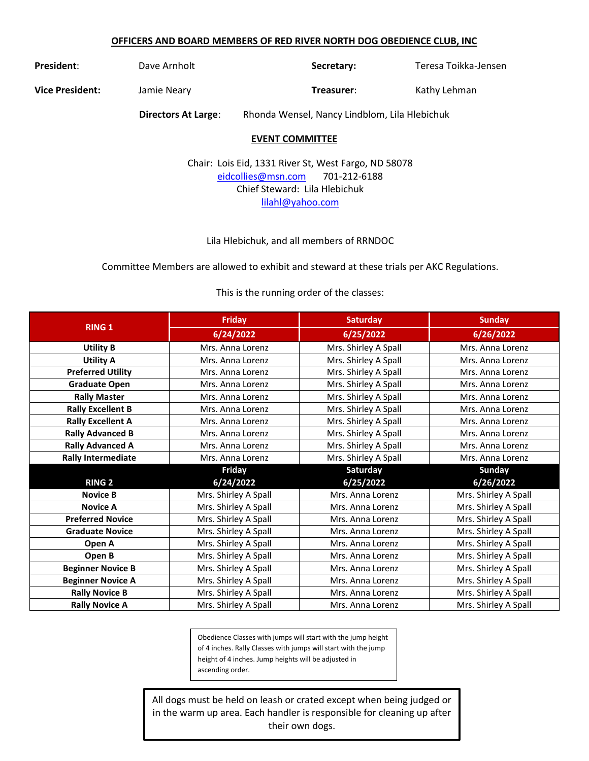## OFFICERS AND BOARD MEMBERS OF RED RIVER NORTH DOG OBEDIENCE CLUB, INC

**President**: Dave Arnholt

**Secretary:** Teresa Toikka-Jensen

**Vice President:** Jamie Neary

**Treasurer**: Kathy Lehman

**Directors At Large**: Rhonda Wensel, Nancy Lindblom, Lila Hlebichuk

## EVENT COMMITTEE

Chair: Lois Eid, 1331 River St, West Fargo, ND 58078
eidcollies@msn.com 701-212-6188
Chief Steward: Lila Hlebichuk
lilahl@yahoo.com

Lila Hlebichuk, and all members of RRNDOC

Committee Members are allowed to exhibit and steward at these trials per AKC Regulations.

This is the running order of the classes:

| RING 1 | Friday 6/24/2022 | Saturday 6/25/2022 | Sunday 6/26/2022 |
|---|---|---|---|
| **Utility B** | Mrs. Anna Lorenz | Mrs. Shirley A Spall | Mrs. Anna Lorenz |
| **Utility A** | Mrs. Anna Lorenz | Mrs. Shirley A Spall | Mrs. Anna Lorenz |
| **Preferred Utility** | Mrs. Anna Lorenz | Mrs. Shirley A Spall | Mrs. Anna Lorenz |
| **Graduate Open** | Mrs. Anna Lorenz | Mrs. Shirley A Spall | Mrs. Anna Lorenz |
| **Rally Master** | Mrs. Anna Lorenz | Mrs. Shirley A Spall | Mrs. Anna Lorenz |
| **Rally Excellent B** | Mrs. Anna Lorenz | Mrs. Shirley A Spall | Mrs. Anna Lorenz |
| **Rally Excellent A** | Mrs. Anna Lorenz | Mrs. Shirley A Spall | Mrs. Anna Lorenz |
| **Rally Advanced B** | Mrs. Anna Lorenz | Mrs. Shirley A Spall | Mrs. Anna Lorenz |
| **Rally Advanced A** | Mrs. Anna Lorenz | Mrs. Shirley A Spall | Mrs. Anna Lorenz |
| **Rally Intermediate** | Mrs. Anna Lorenz | Mrs. Shirley A Spall | Mrs. Anna Lorenz |
| **RING 2** | **Friday 6/24/2022** | **Saturday 6/25/2022** | **Sunday 6/26/2022** |
| **Novice B** | Mrs. Shirley A Spall | Mrs. Anna Lorenz | Mrs. Shirley A Spall |
| **Novice A** | Mrs. Shirley A Spall | Mrs. Anna Lorenz | Mrs. Shirley A Spall |
| **Preferred Novice** | Mrs. Shirley A Spall | Mrs. Anna Lorenz | Mrs. Shirley A Spall |
| **Graduate Novice** | Mrs. Shirley A Spall | Mrs. Anna Lorenz | Mrs. Shirley A Spall |
| **Open A** | Mrs. Shirley A Spall | Mrs. Anna Lorenz | Mrs. Shirley A Spall |
| **Open B** | Mrs. Shirley A Spall | Mrs. Anna Lorenz | Mrs. Shirley A Spall |
| **Beginner Novice B** | Mrs. Shirley A Spall | Mrs. Anna Lorenz | Mrs. Shirley A Spall |
| **Beginner Novice A** | Mrs. Shirley A Spall | Mrs. Anna Lorenz | Mrs. Shirley A Spall |
| **Rally Novice B** | Mrs. Shirley A Spall | Mrs. Anna Lorenz | Mrs. Shirley A Spall |
| **Rally Novice A** | Mrs. Shirley A Spall | Mrs. Anna Lorenz | Mrs. Shirley A Spall |

Obedience Classes with jumps will start with the jump height of 4 inches. Rally Classes with jumps will start with the jump height of 4 inches. Jump heights will be adjusted in ascending order.

All dogs must be held on leash or crated except when being judged or in the warm up area. Each handler is responsible for cleaning up after their own dogs.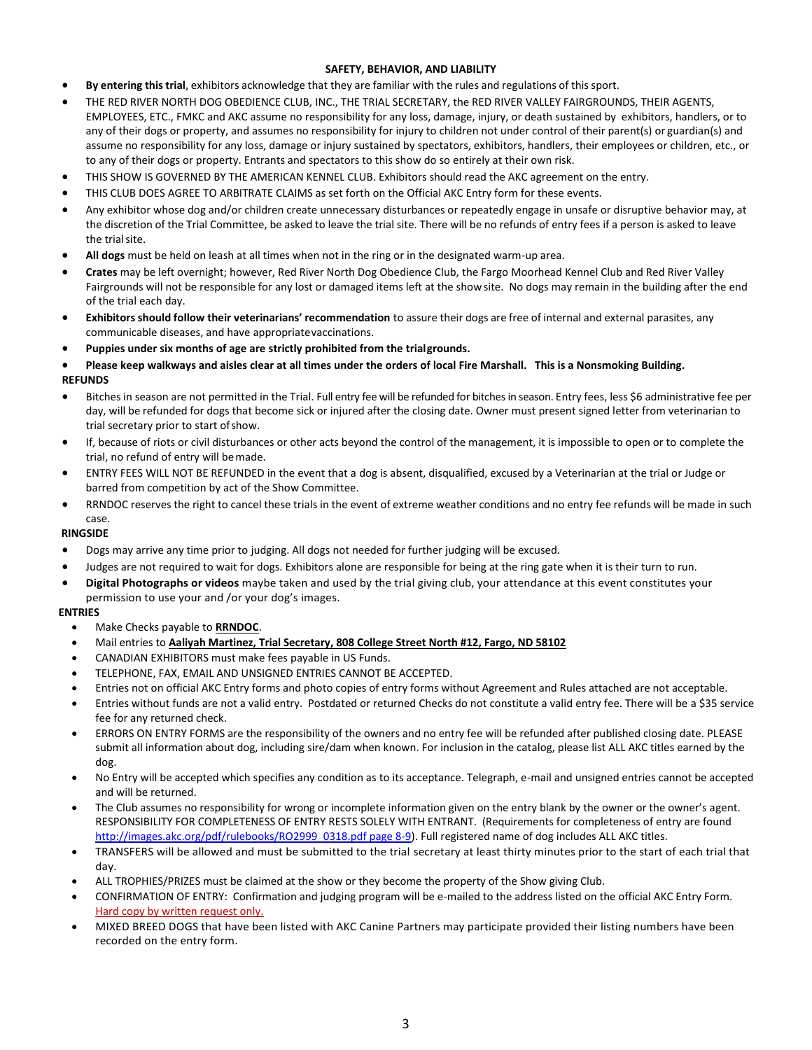## SAFETY, BEHAVIOR, AND LIABILITY

- **By entering this trial**, exhibitors acknowledge that they are familiar with the rules and regulations of this sport.
- THE RED RIVER NORTH DOG OBEDIENCE CLUB, INC., THE TRIAL SECRETARY, the RED RIVER VALLEY FAIRGROUNDS, THEIR AGENTS, EMPLOYEES, ETC., FMKC and AKC assume no responsibility for any loss, damage, injury, or death sustained by exhibitors, handlers, or to any of their dogs or property, and assumes no responsibility for injury to children not under control of their parent(s) or guardian(s) and assume no responsibility for any loss, damage or injury sustained by spectators, exhibitors, handlers, their employees or children, etc., or to any of their dogs or property. Entrants and spectators to this show do so entirely at their own risk.
- THIS SHOW IS GOVERNED BY THE AMERICAN KENNEL CLUB. Exhibitors should read the AKC agreement on the entry.
- THIS CLUB DOES AGREE TO ARBITRATE CLAIMS as set forth on the Official AKC Entry form for these events.
- Any exhibitor whose dog and/or children create unnecessary disturbances or repeatedly engage in unsafe or disruptive behavior may, at the discretion of the Trial Committee, be asked to leave the trial site. There will be no refunds of entry fees if a person is asked to leave the trial site.
- **All dogs** must be held on leash at all times when not in the ring or in the designated warm-up area.
- **Crates** may be left overnight; however, Red River North Dog Obedience Club, the Fargo Moorhead Kennel Club and Red River Valley Fairgrounds will not be responsible for any lost or damaged items left at the show site. No dogs may remain in the building after the end of the trial each day.
- **Exhibitors should follow their veterinarians' recommendation** to assure their dogs are free of internal and external parasites, any communicable diseases, and have appropriate vaccinations.
- **Puppies under six months of age are strictly prohibited from the trial grounds.**
- **Please keep walkways and aisles clear at all times under the orders of local Fire Marshall. This is a Nonsmoking Building.**

**REFUNDS**

- Bitches in season are not permitted in the Trial. Full entry fee will be refunded for bitches in season. Entry fees, less $6 administrative fee per day, will be refunded for dogs that become sick or injured after the closing date. Owner must present signed letter from veterinarian to trial secretary prior to start of show.
- If, because of riots or civil disturbances or other acts beyond the control of the management, it is impossible to open or to complete the trial, no refund of entry will be made.
- ENTRY FEES WILL NOT BE REFUNDED in the event that a dog is absent, disqualified, excused by a Veterinarian at the trial or Judge or barred from competition by act of the Show Committee.
- RRNDOC reserves the right to cancel these trials in the event of extreme weather conditions and no entry fee refunds will be made in such case.

**RINGSIDE**

- Dogs may arrive any time prior to judging. All dogs not needed for further judging will be excused.
- Judges are not required to wait for dogs. Exhibitors alone are responsible for being at the ring gate when it is their turn to run.
- **Digital Photographs or videos** maybe taken and used by the trial giving club, your attendance at this event constitutes your permission to use your and /or your dog's images.

**ENTRIES**

- Make Checks payable to **RRNDOC**.
- Mail entries to **Aaliyah Martinez, Trial Secretary, 808 College Street North #12, Fargo, ND 58102**
- CANADIAN EXHIBITORS must make fees payable in US Funds.
- TELEPHONE, FAX, EMAIL AND UNSIGNED ENTRIES CANNOT BE ACCEPTED.
- Entries not on official AKC Entry forms and photo copies of entry forms without Agreement and Rules attached are not acceptable.
- Entries without funds are not a valid entry. Postdated or returned Checks do not constitute a valid entry fee. There will be a $35 service fee for any returned check.
- ERRORS ON ENTRY FORMS are the responsibility of the owners and no entry fee will be refunded after published closing date. PLEASE submit all information about dog, including sire/dam when known. For inclusion in the catalog, please list ALL AKC titles earned by the dog.
- No Entry will be accepted which specifies any condition as to its acceptance. Telegraph, e-mail and unsigned entries cannot be accepted and will be returned.
- The Club assumes no responsibility for wrong or incomplete information given on the entry blank by the owner or the owner's agent. RESPONSIBILITY FOR COMPLETENESS OF ENTRY RESTS SOLELY WITH ENTRANT. (Requirements for completeness of entry are found http://images.akc.org/pdf/rulebooks/RO2999_0318.pdf page 8-9). Full registered name of dog includes ALL AKC titles.
- TRANSFERS will be allowed and must be submitted to the trial secretary at least thirty minutes prior to the start of each trial that day.
- ALL TROPHIES/PRIZES must be claimed at the show or they become the property of the Show giving Club.
- CONFIRMATION OF ENTRY: Confirmation and judging program will be e-mailed to the address listed on the official AKC Entry Form. Hard copy by written request only.
- MIXED BREED DOGS that have been listed with AKC Canine Partners may participate provided their listing numbers have been recorded on the entry form.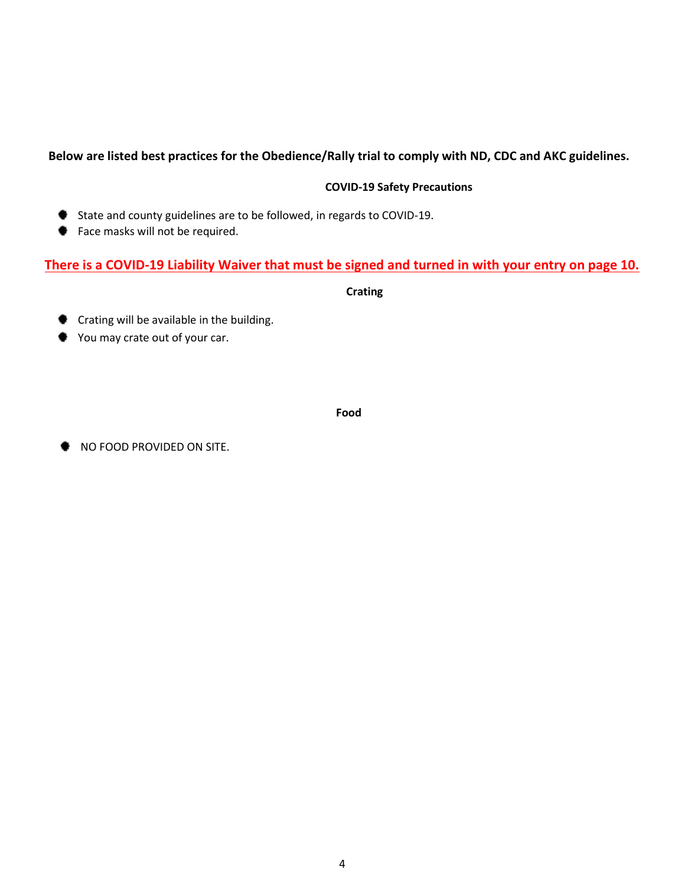**Below are listed best practices for the Obedience/Rally trial to comply with ND, CDC and AKC guidelines.**

## COVID-19 Safety Precautions

- State and county guidelines are to be followed, in regards to COVID-19.
- Face masks will not be required.

**There is a COVID-19 Liability Waiver that must be signed and turned in with your entry on page 10.**

## Crating

- Crating will be available in the building.
- You may crate out of your car.

## Food

- NO FOOD PROVIDED ON SITE.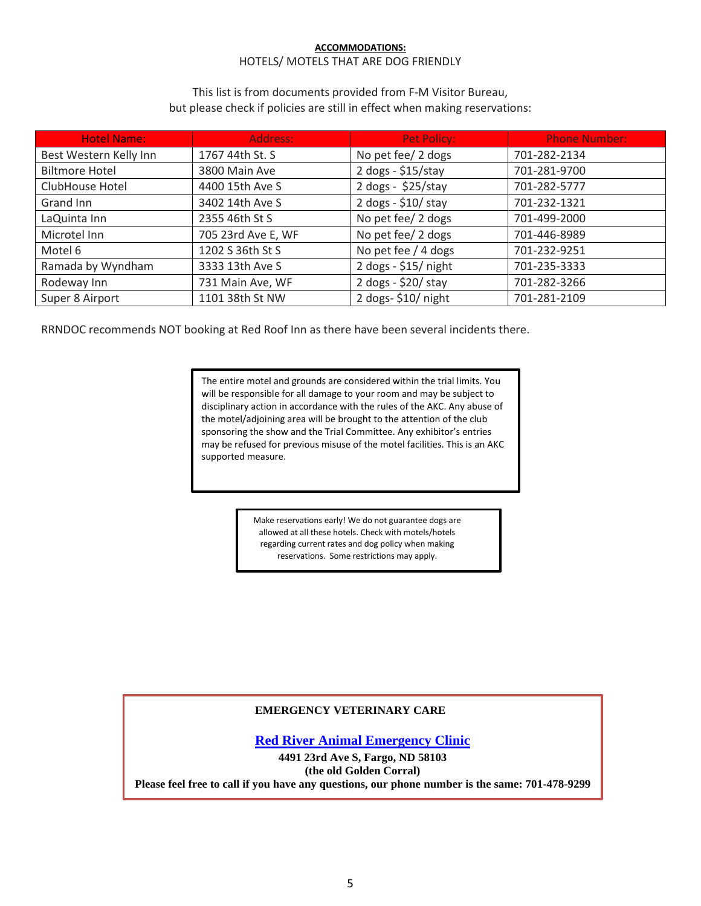## ACCOMMODATIONS:

HOTELS/ MOTELS THAT ARE DOG FRIENDLY

This list is from documents provided from F-M Visitor Bureau, but please check if policies are still in effect when making reservations:

| Hotel Name: | Address: | Pet Policy: | Phone Number: |
|---|---|---|---|
| Best Western Kelly Inn | 1767 44th St. S | No pet fee/ 2 dogs | 701-282-2134 |
| Biltmore Hotel | 3800 Main Ave | 2 dogs - $15/stay | 701-281-9700 |
| ClubHouse Hotel | 4400 15th Ave S | 2 dogs - $25/stay | 701-282-5777 |
| Grand Inn | 3402 14th Ave S | 2 dogs - $10/ stay | 701-232-1321 |
| LaQuinta Inn | 2355 46th St S | No pet fee/ 2 dogs | 701-499-2000 |
| Microtel Inn | 705 23rd Ave E, WF | No pet fee/ 2 dogs | 701-446-8989 |
| Motel 6 | 1202 S 36th St S | No pet fee / 4 dogs | 701-232-9251 |
| Ramada by Wyndham | 3333 13th Ave S | 2 dogs - $15/ night | 701-235-3333 |
| Rodeway Inn | 731 Main Ave, WF | 2 dogs - $20/ stay | 701-282-3266 |
| Super 8 Airport | 1101 38th St NW | 2 dogs- $10/ night | 701-281-2109 |

RRNDOC recommends NOT booking at Red Roof Inn as there have been several incidents there.

The entire motel and grounds are considered within the trial limits. You will be responsible for all damage to your room and may be subject to disciplinary action in accordance with the rules of the AKC. Any abuse of the motel/adjoining area will be brought to the attention of the club sponsoring the show and the Trial Committee. Any exhibitor's entries may be refused for previous misuse of the motel facilities. This is an AKC supported measure.

Make reservations early! We do not guarantee dogs are allowed at all these hotels. Check with motels/hotels regarding current rates and dog policy when making reservations. Some restrictions may apply.

**EMERGENCY VETERINARY CARE**

**Red River Animal Emergency Clinic**

**4491 23rd Ave S, Fargo, ND 58103**

**(the old Golden Corral)**

**Please feel free to call if you have any questions, our phone number is the same: 701-478-9299**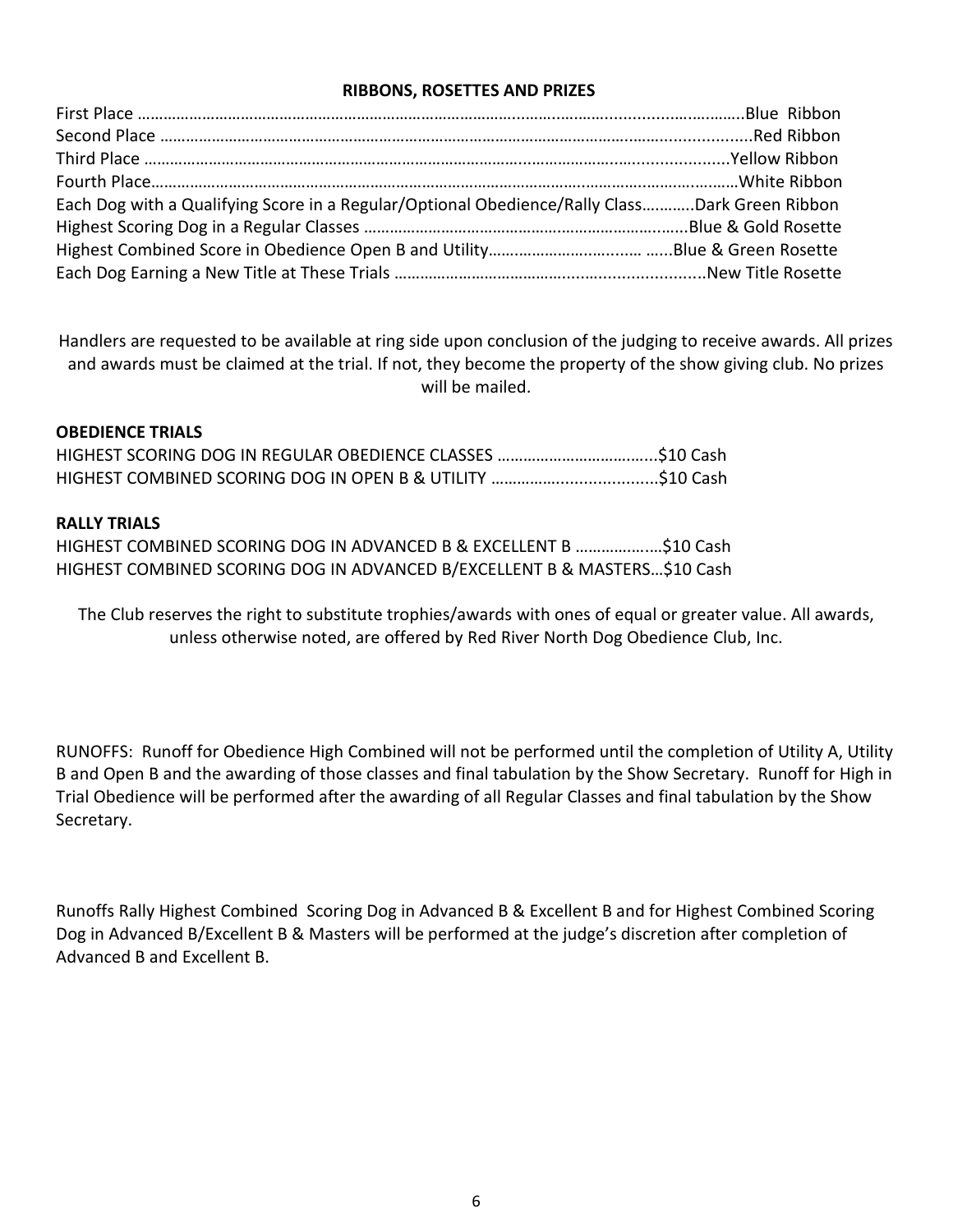## RIBBONS, ROSETTES AND PRIZES

First Place …………………………………………………………………………………………………………………..Blue Ribbon
Second Place ………………………………………………………………………………………………………………...Red Ribbon
Third Place ………………………………………………………………………………………………………………Yellow Ribbon
Fourth Place…………………………………………………………………………………………………………………White Ribbon
Each Dog with a Qualifying Score in a Regular/Optional Obedience/Rally Class………..Dark Green Ribbon
Highest Scoring Dog in a Regular Classes ……………………………………………………………….Blue & Gold Rosette
Highest Combined Score in Obedience Open B and Utility………………………….… …...Blue & Green Rosette
Each Dog Earning a New Title at These Trials ……………………………………………………….New Title Rosette

Handlers are requested to be available at ring side upon conclusion of the judging to receive awards. All prizes and awards must be claimed at the trial. If not, they become the property of the show giving club. No prizes will be mailed.

**OBEDIENCE TRIALS**

HIGHEST SCORING DOG IN REGULAR OBEDIENCE CLASSES ……………………………...$10 Cash
HIGHEST COMBINED SCORING DOG IN OPEN B & UTILITY ……………….................$10 Cash

**RALLY TRIALS**

HIGHEST COMBINED SCORING DOG IN ADVANCED B & EXCELLENT B ………………..$10 Cash
HIGHEST COMBINED SCORING DOG IN ADVANCED B/EXCELLENT B & MASTERS…$10 Cash

The Club reserves the right to substitute trophies/awards with ones of equal or greater value. All awards, unless otherwise noted, are offered by Red River North Dog Obedience Club, Inc.

RUNOFFS: Runoff for Obedience High Combined will not be performed until the completion of Utility A, Utility B and Open B and the awarding of those classes and final tabulation by the Show Secretary. Runoff for High in Trial Obedience will be performed after the awarding of all Regular Classes and final tabulation by the Show Secretary.

Runoffs Rally Highest Combined Scoring Dog in Advanced B & Excellent B and for Highest Combined Scoring Dog in Advanced B/Excellent B & Masters will be performed at the judge's discretion after completion of Advanced B and Excellent B.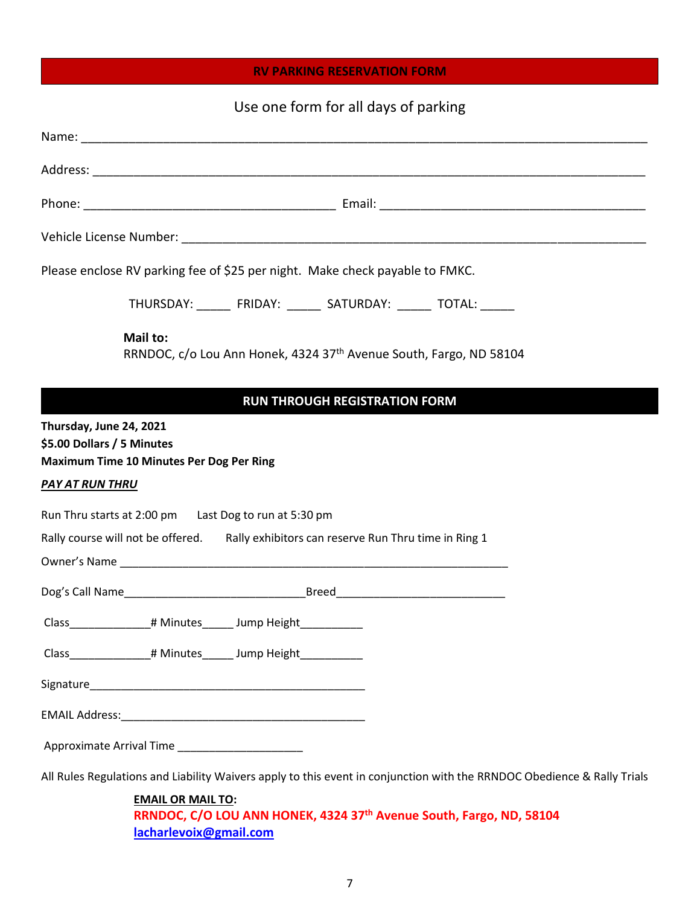## RV PARKING RESERVATION FORM

Use one form for all days of parking

Name: ________________________________________________________________________________

Address: ______________________________________________________________________________

Phone: ______________________________________ Email: ________________________________________

Vehicle License Number: ________________________________________________________________

Please enclose RV parking fee of $25 per night. Make check payable to FMKC.

THURSDAY: _____ FRIDAY: _____ SATURDAY: _____ TOTAL: _____

**Mail to:**
RRNDOC, c/o Lou Ann Honek, 4324 37th Avenue South, Fargo, ND 58104

## RUN THROUGH REGISTRATION FORM

**Thursday, June 24, 2021**
**$5.00 Dollars / 5 Minutes**
**Maximum Time 10 Minutes Per Dog Per Ring**

***PAY AT RUN THRU***

Run Thru starts at 2:00 pm Last Dog to run at 5:30 pm

Rally course will not be offered. Rally exhibitors can reserve Run Thru time in Ring 1

Owner's Name ____________________________________________________________

Dog's Call Name____________________________Breed__________________________

Class_____________# Minutes_____ Jump Height__________

Class_____________# Minutes_____ Jump Height__________

Signature____________________________________________

EMAIL Address:_______________________________________

Approximate Arrival Time ____________________

All Rules Regulations and Liability Waivers apply to this event in conjunction with the RRNDOC Obedience & Rally Trials

**EMAIL OR MAIL TO:**
**RRNDOC, C/O LOU ANN HONEK, 4324 37th Avenue South, Fargo, ND, 58104**
**lacharlevoix@gmail.com**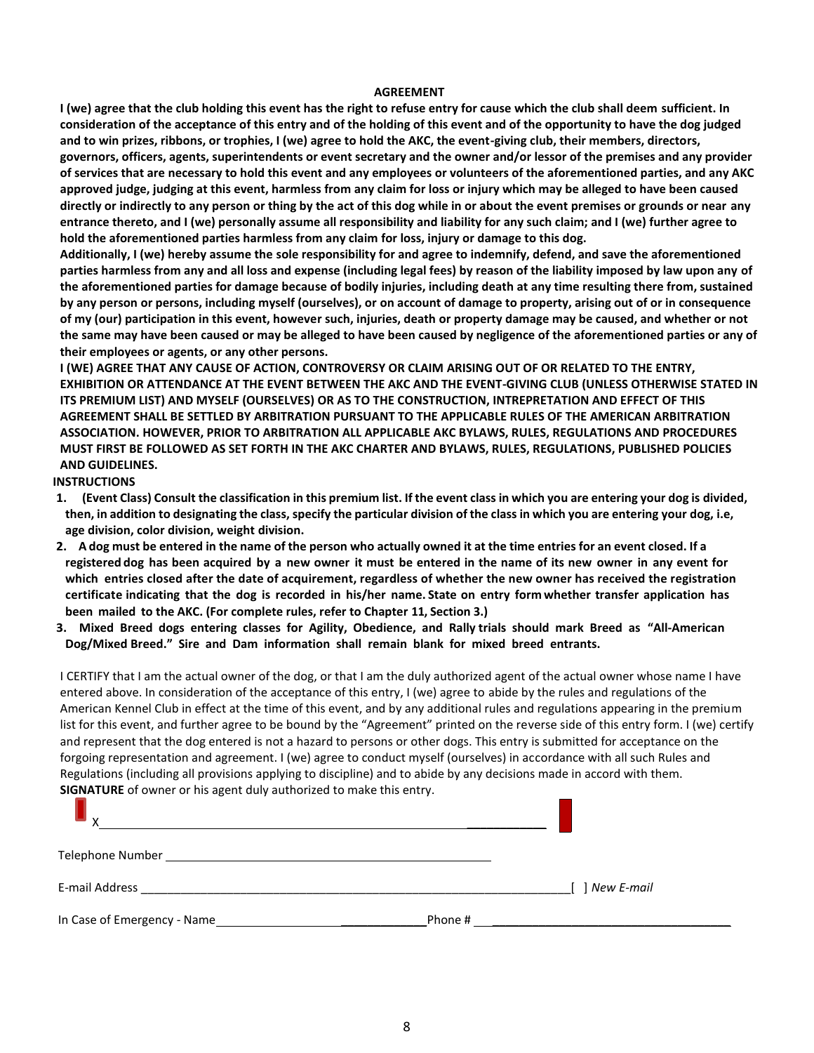## AGREEMENT

**I (we) agree that the club holding this event has the right to refuse entry for cause which the club shall deem sufficient. In consideration of the acceptance of this entry and of the holding of this event and of the opportunity to have the dog judged and to win prizes, ribbons, or trophies, I (we) agree to hold the AKC, the event-giving club, their members, directors, governors, officers, agents, superintendents or event secretary and the owner and/or lessor of the premises and any provider of services that are necessary to hold this event and any employees or volunteers of the aforementioned parties, and any AKC approved judge, judging at this event, harmless from any claim for loss or injury which may be alleged to have been caused directly or indirectly to any person or thing by the act of this dog while in or about the event premises or grounds or near any entrance thereto, and I (we) personally assume all responsibility and liability for any such claim; and I (we) further agree to hold the aforementioned parties harmless from any claim for loss, injury or damage to this dog.**

**Additionally, I (we) hereby assume the sole responsibility for and agree to indemnify, defend, and save the aforementioned parties harmless from any and all loss and expense (including legal fees) by reason of the liability imposed by law upon any of the aforementioned parties for damage because of bodily injuries, including death at any time resulting there from, sustained by any person or persons, including myself (ourselves), or on account of damage to property, arising out of or in consequence of my (our) participation in this event, however such, injuries, death or property damage may be caused, and whether or not the same may have been caused or may be alleged to have been caused by negligence of the aforementioned parties or any of their employees or agents, or any other persons.**

**I (WE) AGREE THAT ANY CAUSE OF ACTION, CONTROVERSY OR CLAIM ARISING OUT OF OR RELATED TO THE ENTRY, EXHIBITION OR ATTENDANCE AT THE EVENT BETWEEN THE AKC AND THE EVENT-GIVING CLUB (UNLESS OTHERWISE STATED IN ITS PREMIUM LIST) AND MYSELF (OURSELVES) OR AS TO THE CONSTRUCTION, INTREPRETATION AND EFFECT OF THIS AGREEMENT SHALL BE SETTLED BY ARBITRATION PURSUANT TO THE APPLICABLE RULES OF THE AMERICAN ARBITRATION ASSOCIATION. HOWEVER, PRIOR TO ARBITRATION ALL APPLICABLE AKC BYLAWS, RULES, REGULATIONS AND PROCEDURES MUST FIRST BE FOLLOWED AS SET FORTH IN THE AKC CHARTER AND BYLAWS, RULES, REGULATIONS, PUBLISHED POLICIES AND GUIDELINES.**

## INSTRUCTIONS

1. **(Event Class) Consult the classification in this premium list. If the event class in which you are entering your dog is divided, then, in addition to designating the class, specify the particular division of the class in which you are entering your dog, i.e, age division, color division, weight division.**
2. **A dog must be entered in the name of the person who actually owned it at the time entries for an event closed. If a registered dog has been acquired by a new owner it must be entered in the name of its new owner in any event for which entries closed after the date of acquirement, regardless of whether the new owner has received the registration certificate indicating that the dog is recorded in his/her name. State on entry form whether transfer application has been mailed to the AKC. (For complete rules, refer to Chapter 11, Section 3.)**
3. **Mixed Breed dogs entering classes for Agility, Obedience, and Rally trials should mark Breed as "All-American Dog/Mixed Breed." Sire and Dam information shall remain blank for mixed breed entrants.**

I CERTIFY that I am the actual owner of the dog, or that I am the duly authorized agent of the actual owner whose name I have entered above. In consideration of the acceptance of this entry, I (we) agree to abide by the rules and regulations of the American Kennel Club in effect at the time of this event, and by any additional rules and regulations appearing in the premium list for this event, and further agree to be bound by the "Agreement" printed on the reverse side of this entry form. I (we) certify and represent that the dog entered is not a hazard to persons or other dogs. This entry is submitted for acceptance on the forgoing representation and agreement. I (we) agree to conduct myself (ourselves) in accordance with all such Rules and Regulations (including all provisions applying to discipline) and to abide by any decisions made in accord with them.

**SIGNATURE** of owner or his agent duly authorized to make this entry.

X______________________________________________________________

Telephone Number ______________________________________________

E-mail Address ________________________________________________ [ ] *New E-mail*

In Case of Emergency - Name ______________________________ Phone # ______________________________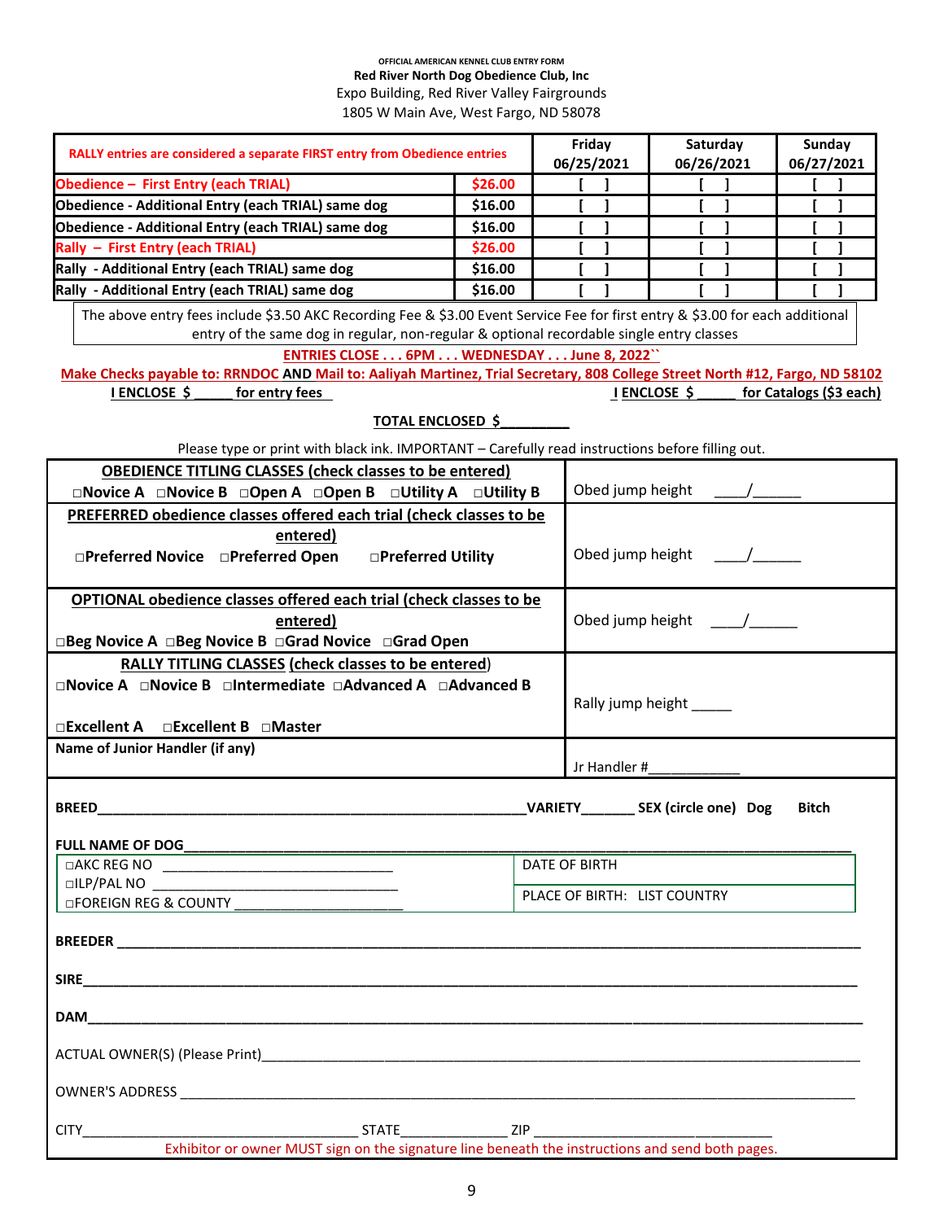OFFICIAL AMERICAN KENNEL CLUB ENTRY FORM

**Red River North Dog Obedience Club, Inc**

Expo Building, Red River Valley Fairgrounds

1805 W Main Ave, West Fargo, ND 58078

| **RALLY entries are considered a separate FIRST entry from Obedience entries** | | **Friday 06/25/2021** | **Saturday 06/26/2021** | **Sunday 06/27/2021** |
|---|---|---|---|---|
| **Obedience – First Entry (each TRIAL)** | **$26.00** | [ ] | [ ] | [ ] |
| **Obedience - Additional Entry (each TRIAL) same dog** | **$16.00** | [ ] | [ ] | [ ] |
| **Obedience - Additional Entry (each TRIAL) same dog** | **$16.00** | [ ] | [ ] | [ ] |
| **Rally – First Entry (each TRIAL)** | **$26.00** | [ ] | [ ] | [ ] |
| **Rally - Additional Entry (each TRIAL) same dog** | **$16.00** | [ ] | [ ] | [ ] |
| **Rally - Additional Entry (each TRIAL) same dog** | **$16.00** | [ ] | [ ] | [ ] |

The above entry fees include $3.50 AKC Recording Fee & $3.00 Event Service Fee for first entry & $3.00 for each additional entry of the same dog in regular, non-regular & optional recordable single entry classes

**ENTRIES CLOSE . . . 6PM . . . WEDNESDAY . . . June 8, 2022``**

**Make Checks payable to: RRNDOC AND Mail to: Aaliyah Martinez, Trial Secretary, 808 College Street North #12, Fargo, ND 58102**

**I ENCLOSE $ _____ for entry fees** **I ENCLOSE $ _____ for Catalogs ($3 each)**

**TOTAL ENCLOSED $_________**

Please type or print with black ink. IMPORTANT – Carefully read instructions before filling out.

| | |
|---|---|
| **OBEDIENCE TITLING CLASSES (check classes to be entered)**<br>□Novice A □Novice B □Open A □Open B □Utility A □Utility B | Obed jump height ____/______ |
| **PREFERRED obedience classes offered each trial (check classes to be entered)**<br>□Preferred Novice □Preferred Open □Preferred Utility | Obed jump height ____/______ |
| **OPTIONAL obedience classes offered each trial (check classes to be entered)**<br>□Beg Novice A □Beg Novice B □Grad Novice □Grad Open | Obed jump height ____/______ |
| **RALLY TITLING CLASSES (check classes to be entered)**<br>□Novice A □Novice B □Intermediate □Advanced A □Advanced B<br>□Excellent A □Excellent B □Master | Rally jump height _____ |
| **Name of Junior Handler (if any)** | Jr Handler #___________ |

**BREED**_______________________________________________________**VARIETY**_______ **SEX (circle one) Dog Bitch**

**FULL NAME OF DOG**_______________________________________________________________________________

| | |
|---|---|
| □AKC REG NO ______________________________<br>□ILP/PAL NO ______________________________<br>□FOREIGN REG & COUNTY _____________________ | DATE OF BIRTH<br>PLACE OF BIRTH: LIST COUNTRY |

**BREEDER** _______________________________________________________________________________

**SIRE**_______________________________________________________________________________

**DAM**_______________________________________________________________________________

ACTUAL OWNER(S) (Please Print)_____________________________________________________________

OWNER'S ADDRESS _______________________________________________________________________

CITY_____________________________________ STATE______________ ZIP ______________________________

Exhibitor or owner MUST sign on the signature line beneath the instructions and send both pages.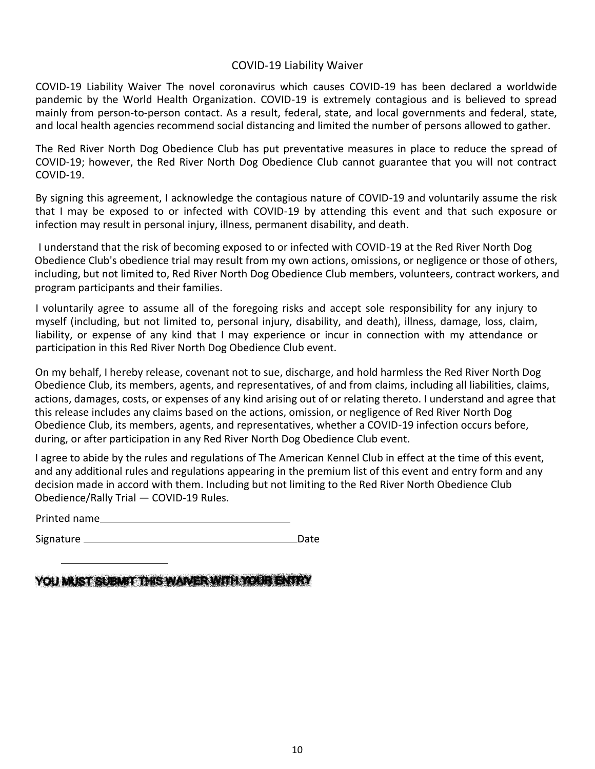# COVID-19 Liability Waiver

COVID-19 Liability Waiver The novel coronavirus which causes COVID-19 has been declared a worldwide pandemic by the World Health Organization. COVID-19 is extremely contagious and is believed to spread mainly from person-to-person contact. As a result, federal, state, and local governments and federal, state, and local health agencies recommend social distancing and limited the number of persons allowed to gather.

The Red River North Dog Obedience Club has put preventative measures in place to reduce the spread of COVID-19; however, the Red River North Dog Obedience Club cannot guarantee that you will not contract COVID-19.

By signing this agreement, I acknowledge the contagious nature of COVID-19 and voluntarily assume the risk that I may be exposed to or infected with COVID-19 by attending this event and that such exposure or infection may result in personal injury, illness, permanent disability, and death.

I understand that the risk of becoming exposed to or infected with COVID-19 at the Red River North Dog Obedience Club's obedience trial may result from my own actions, omissions, or negligence or those of others, including, but not limited to, Red River North Dog Obedience Club members, volunteers, contract workers, and program participants and their families.

I voluntarily agree to assume all of the foregoing risks and accept sole responsibility for any injury to myself (including, but not limited to, personal injury, disability, and death), illness, damage, loss, claim, liability, or expense of any kind that I may experience or incur in connection with my attendance or participation in this Red River North Dog Obedience Club event.

On my behalf, I hereby release, covenant not to sue, discharge, and hold harmless the Red River North Dog Obedience Club, its members, agents, and representatives, of and from claims, including all liabilities, claims, actions, damages, costs, or expenses of any kind arising out of or relating thereto. I understand and agree that this release includes any claims based on the actions, omission, or negligence of Red River North Dog Obedience Club, its members, agents, and representatives, whether a COVID-19 infection occurs before, during, or after participation in any Red River North Dog Obedience Club event.

I agree to abide by the rules and regulations of The American Kennel Club in effect at the time of this event, and any additional rules and regulations appearing in the premium list of this event and entry form and any decision made in accord with them. Including but not limiting to the Red River North Obedience Club Obedience/Rally Trial — COVID-19 Rules.

Printed name________________________________

Signature ____________________________________Date

____________________

**YOU MUST SUBMIT THIS WAIVER WITH YOUR ENTRY**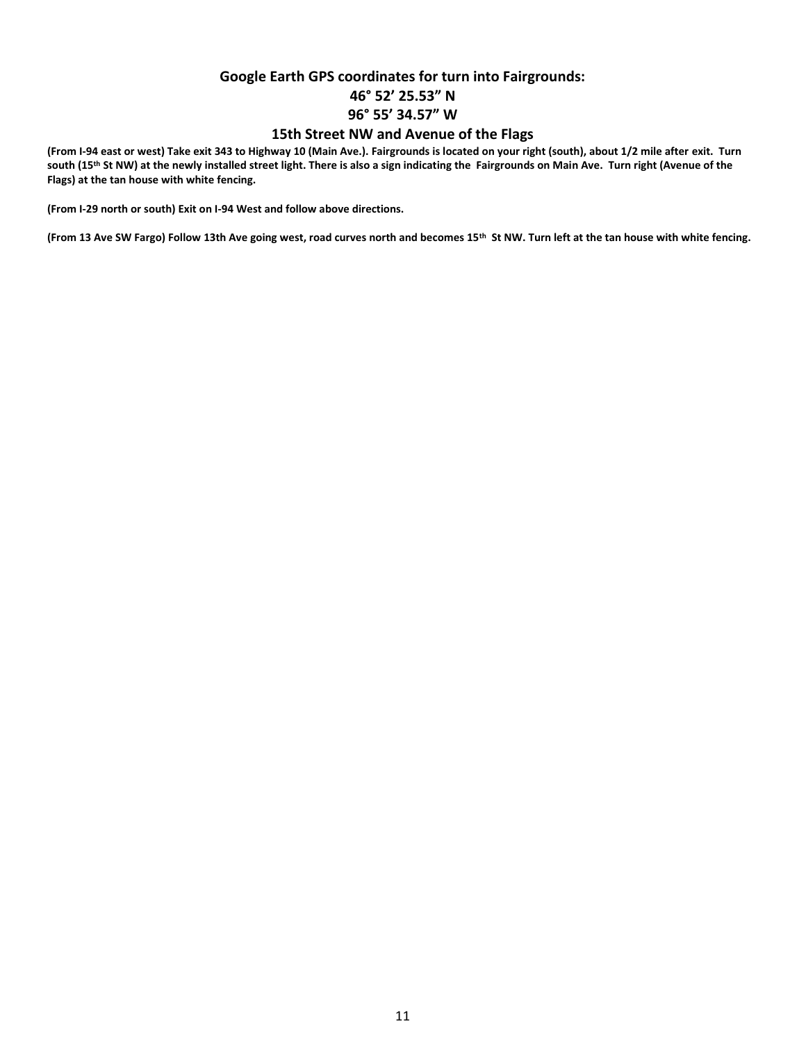## Google Earth GPS coordinates for turn into Fairgrounds:

## 46° 52’ 25.53” N

## 96° 55’ 34.57” W

## 15th Street NW and Avenue of the Flags

**(From I-94 east or west) Take exit 343 to Highway 10 (Main Ave.). Fairgrounds is located on your right (south), about 1/2 mile after exit. Turn south (15th St NW) at the newly installed street light. There is also a sign indicating the Fairgrounds on Main Ave. Turn right (Avenue of the Flags) at the tan house with white fencing.**

**(From I-29 north or south) Exit on I-94 West and follow above directions.**

**(From 13 Ave SW Fargo) Follow 13th Ave going west, road curves north and becomes 15th St NW. Turn left at the tan house with white fencing.**